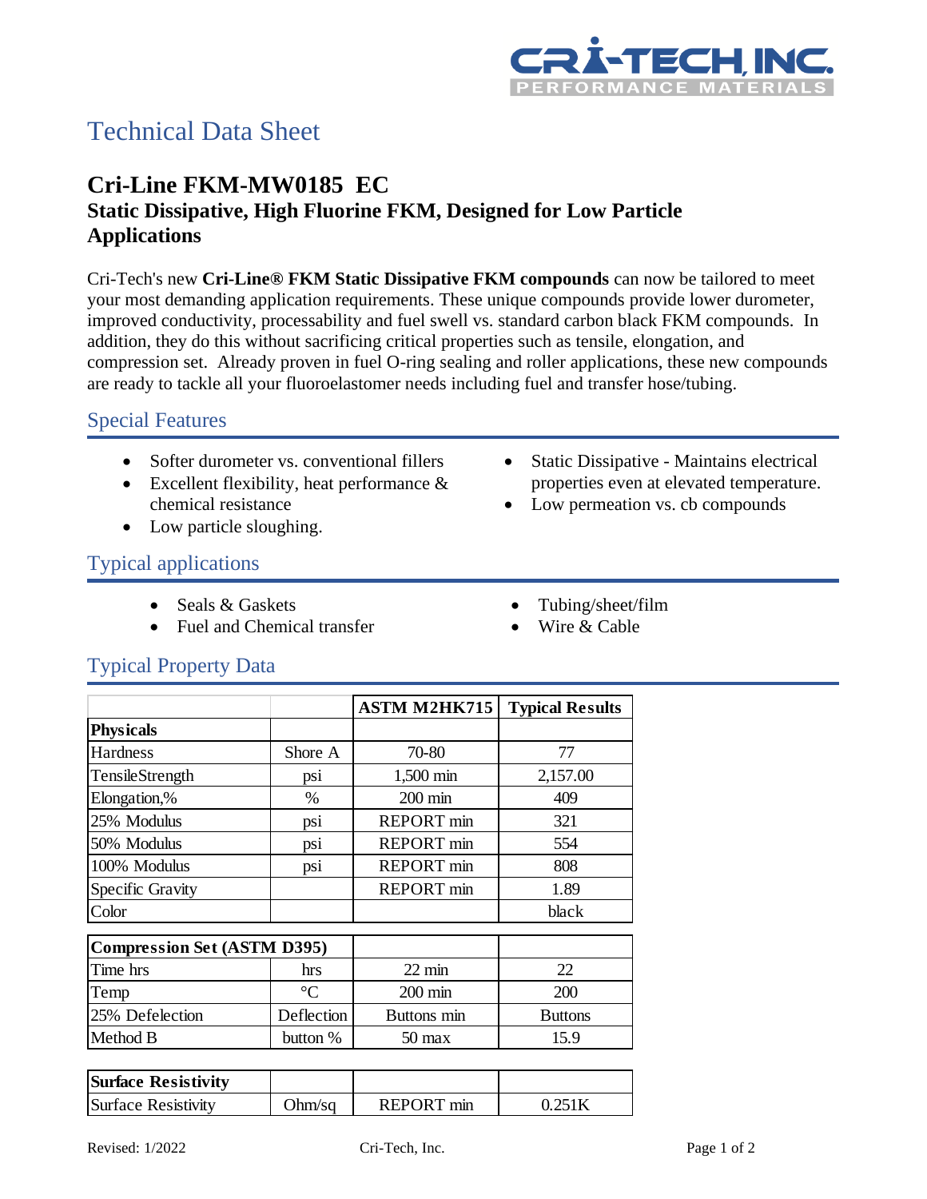# Technical Data Sheet

## Cri-Line FKM-MW0185 EC

### Static Dissipative, High Fluorine FKM, Designed for Low Particle Applications

Cri-Tech's new **Cri-Line® FKM Static Dissipative FKM compounds** can now be tailored to meet your most demanding application requirements. These unique compounds provide lower durometer, improved conductivity, processability and fuel swell vs. standard carbon black FKM compounds. In addition, they do this without sacrificing critical properties such as tensile, elongation, and compression set. Already proven in fuel O-ring sealing and roller applications, these new compounds are ready to tackle all your fluoroelastomer needs including fuel and transfer hose/tubing.

## Special Features

- Softer durometer vs. conventional fillers
- Excellent flexibility, heat performance & chemical resistance
- Low particle sloughing.
- Static Dissipative - Maintains electrical properties even at elevated temperature.
- Low permeation vs. cb compounds

## Typical applications

- Seals & Gaskets
- Fuel and Chemical transfer
- Tubing/sheet/film
- Wire & Cable

## Typical Property Data

| | | ASTM M2HK715 | Typical Results |
|---|---|---|---|
| **Physicals** | | | |
| Hardness | Shore A | 70-80 | 77 |
| TensileStrength | psi | 1,500 min | 2,157.00 |
| Elongation,% | % | 200 min | 409 |
| 25% Modulus | psi | REPORT min | 321 |
| 50% Modulus | psi | REPORT min | 554 |
| 100% Modulus | psi | REPORT min | 808 |
| Specific Gravity | | REPORT min | 1.89 |
| Color | | | black |
| **Compression Set (ASTM D395)** | | | |
| Time hrs | hrs | 22 min | 22 |
| Temp | °C | 200 min | 200 |
| 25% Defelection | Deflection | Buttons min | Buttons |
| Method B | button % | 50 max | 15.9 |
| **Surface Resistivity** | | | |
| Surface Resistivity | Ohm/sq | REPORT min | 0.251K |

Revised: 1/2022

Cri-Tech, Inc.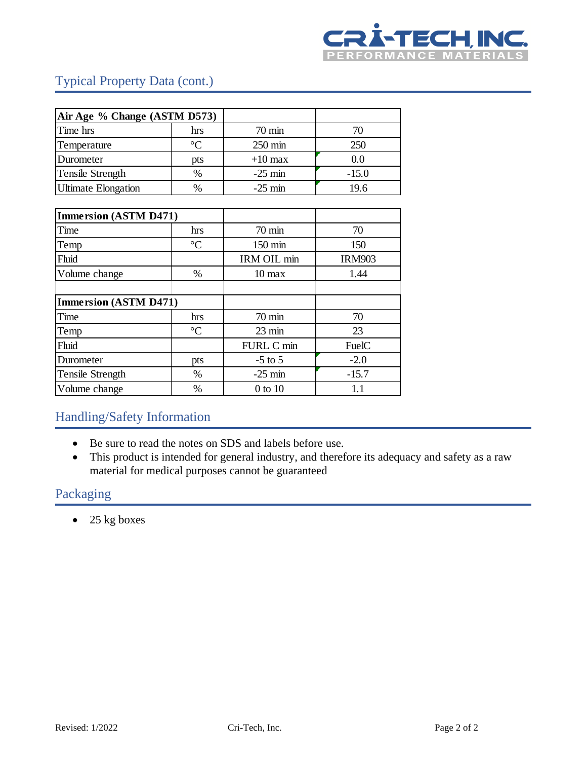## Typical Property Data (cont.)

| Air Age % Change (ASTM D573) | | | |
|---|---|---|---|
| Time hrs | hrs | 70 min | 70 |
| Temperature | °C | 250 min | 250 |
| Durometer | pts | +10 max | 0.0 |
| Tensile Strength | % | -25 min | -15.0 |
| Ultimate Elongation | % | -25 min | 19.6 |

| Immersion (ASTM D471) | | | |
|---|---|---|---|
| Time | hrs | 70 min | 70 |
| Temp | °C | 150 min | 150 |
| Fluid | | IRM OIL min | IRM903 |
| Volume change | % | 10 max | 1.44 |

| Immersion (ASTM D471) | | | |
|---|---|---|---|
| Time | hrs | 70 min | 70 |
| Temp | °C | 23 min | 23 |
| Fluid | | FURL C min | FuelC |
| Durometer | pts | -5 to 5 | -2.0 |
| Tensile Strength | % | -25 min | -15.7 |
| Volume change | % | 0 to 10 | 1.1 |

## Handling/Safety Information

- Be sure to read the notes on SDS and labels before use.
- This product is intended for general industry, and therefore its adequacy and safety as a raw material for medical purposes cannot be guaranteed

## Packaging

- 25 kg boxes

Revised: 1/2022